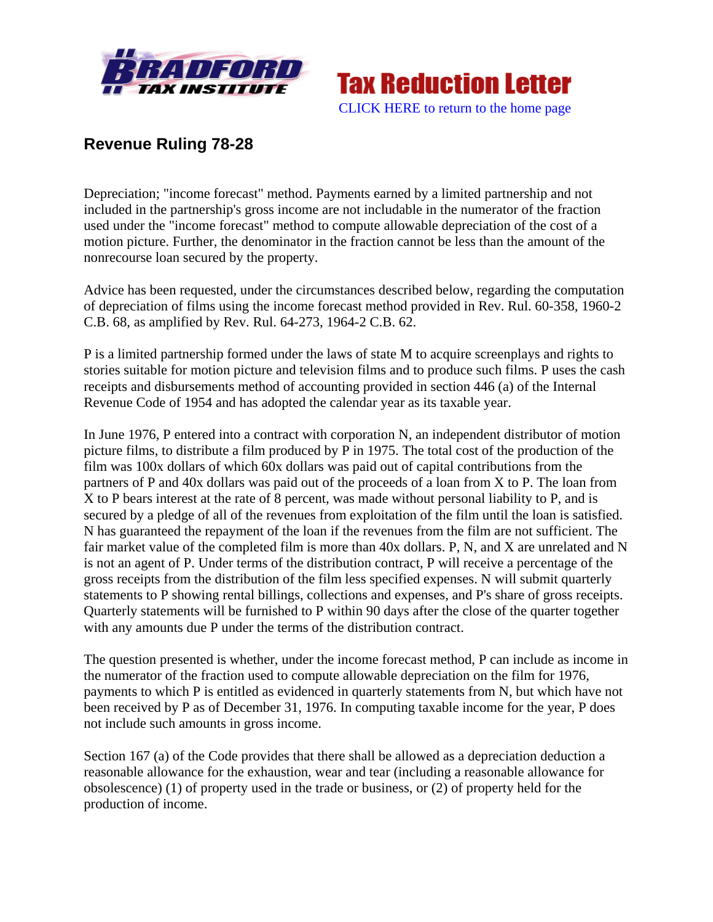# Revenue Ruling 78-28

Depreciation; "income forecast" method. Payments earned by a limited partnership and not included in the partnership's gross income are not includable in the numerator of the fraction used under the "income forecast" method to compute allowable depreciation of the cost of a motion picture. Further, the denominator in the fraction cannot be less than the amount of the nonrecourse loan secured by the property.

Advice has been requested, under the circumstances described below, regarding the computation of depreciation of films using the income forecast method provided in Rev. Rul. 60-358, 1960-2 C.B. 68, as amplified by Rev. Rul. 64-273, 1964-2 C.B. 62.

P is a limited partnership formed under the laws of state M to acquire screenplays and rights to stories suitable for motion picture and television films and to produce such films. P uses the cash receipts and disbursements method of accounting provided in section 446 (a) of the Internal Revenue Code of 1954 and has adopted the calendar year as its taxable year.

In June 1976, P entered into a contract with corporation N, an independent distributor of motion picture films, to distribute a film produced by P in 1975. The total cost of the production of the film was 100x dollars of which 60x dollars was paid out of capital contributions from the partners of P and 40x dollars was paid out of the proceeds of a loan from X to P. The loan from X to P bears interest at the rate of 8 percent, was made without personal liability to P, and is secured by a pledge of all of the revenues from exploitation of the film until the loan is satisfied. N has guaranteed the repayment of the loan if the revenues from the film are not sufficient. The fair market value of the completed film is more than 40x dollars. P, N, and X are unrelated and N is not an agent of P. Under terms of the distribution contract, P will receive a percentage of the gross receipts from the distribution of the film less specified expenses. N will submit quarterly statements to P showing rental billings, collections and expenses, and P's share of gross receipts. Quarterly statements will be furnished to P within 90 days after the close of the quarter together with any amounts due P under the terms of the distribution contract.

The question presented is whether, under the income forecast method, P can include as income in the numerator of the fraction used to compute allowable depreciation on the film for 1976, payments to which P is entitled as evidenced in quarterly statements from N, but which have not been received by P as of December 31, 1976. In computing taxable income for the year, P does not include such amounts in gross income.

Section 167 (a) of the Code provides that there shall be allowed as a depreciation deduction a reasonable allowance for the exhaustion, wear and tear (including a reasonable allowance for obsolescence) (1) of property used in the trade or business, or (2) of property held for the production of income.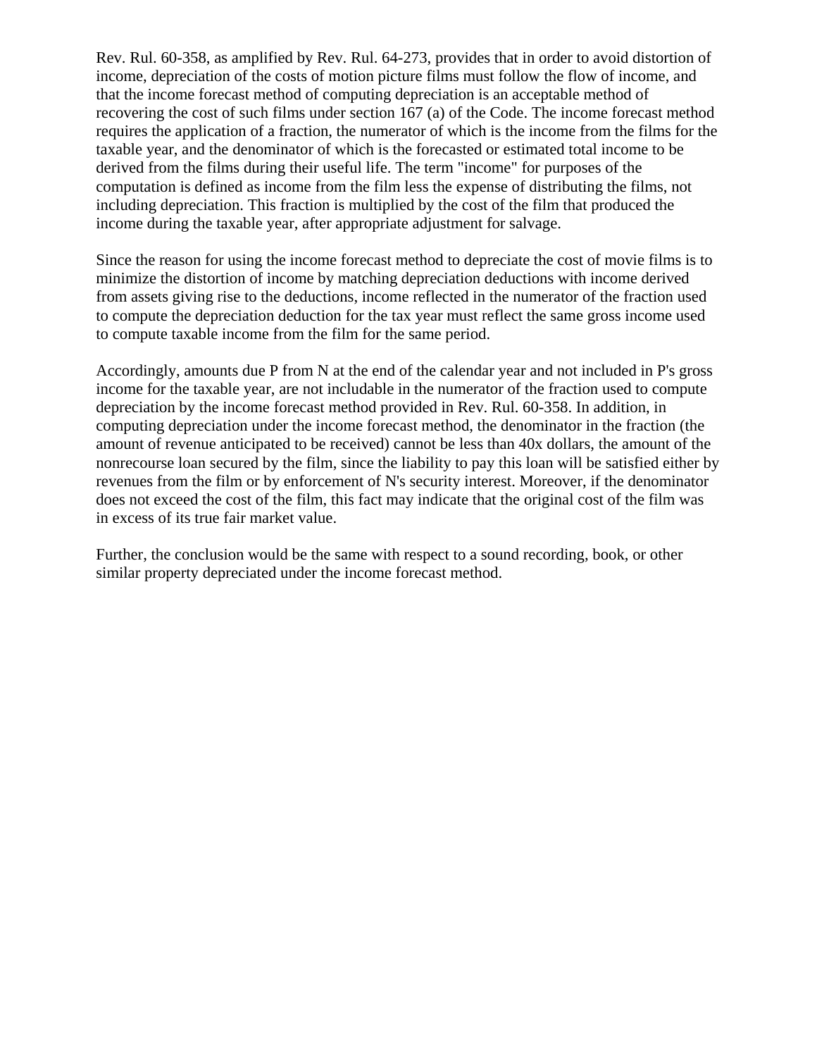Rev. Rul. 60-358, as amplified by Rev. Rul. 64-273, provides that in order to avoid distortion of income, depreciation of the costs of motion picture films must follow the flow of income, and that the income forecast method of computing depreciation is an acceptable method of recovering the cost of such films under section 167 (a) of the Code. The income forecast method requires the application of a fraction, the numerator of which is the income from the films for the taxable year, and the denominator of which is the forecasted or estimated total income to be derived from the films during their useful life. The term "income" for purposes of the computation is defined as income from the film less the expense of distributing the films, not including depreciation. This fraction is multiplied by the cost of the film that produced the income during the taxable year, after appropriate adjustment for salvage.

Since the reason for using the income forecast method to depreciate the cost of movie films is to minimize the distortion of income by matching depreciation deductions with income derived from assets giving rise to the deductions, income reflected in the numerator of the fraction used to compute the depreciation deduction for the tax year must reflect the same gross income used to compute taxable income from the film for the same period.

Accordingly, amounts due P from N at the end of the calendar year and not included in P's gross income for the taxable year, are not includable in the numerator of the fraction used to compute depreciation by the income forecast method provided in Rev. Rul. 60-358. In addition, in computing depreciation under the income forecast method, the denominator in the fraction (the amount of revenue anticipated to be received) cannot be less than 40x dollars, the amount of the nonrecourse loan secured by the film, since the liability to pay this loan will be satisfied either by revenues from the film or by enforcement of N's security interest. Moreover, if the denominator does not exceed the cost of the film, this fact may indicate that the original cost of the film was in excess of its true fair market value.

Further, the conclusion would be the same with respect to a sound recording, book, or other similar property depreciated under the income forecast method.